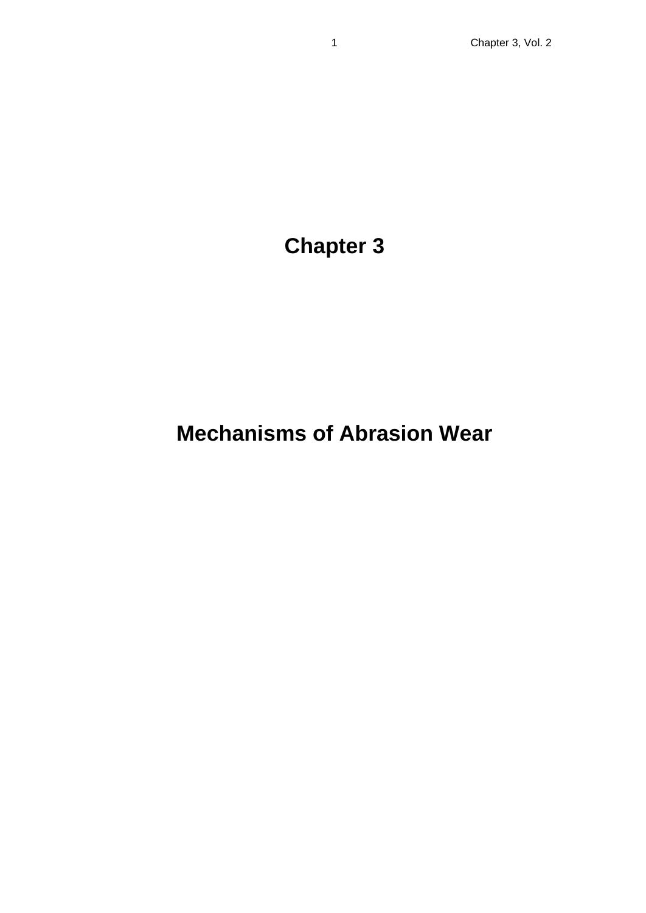# Chapter 3

# Mechanisms of Abrasion Wear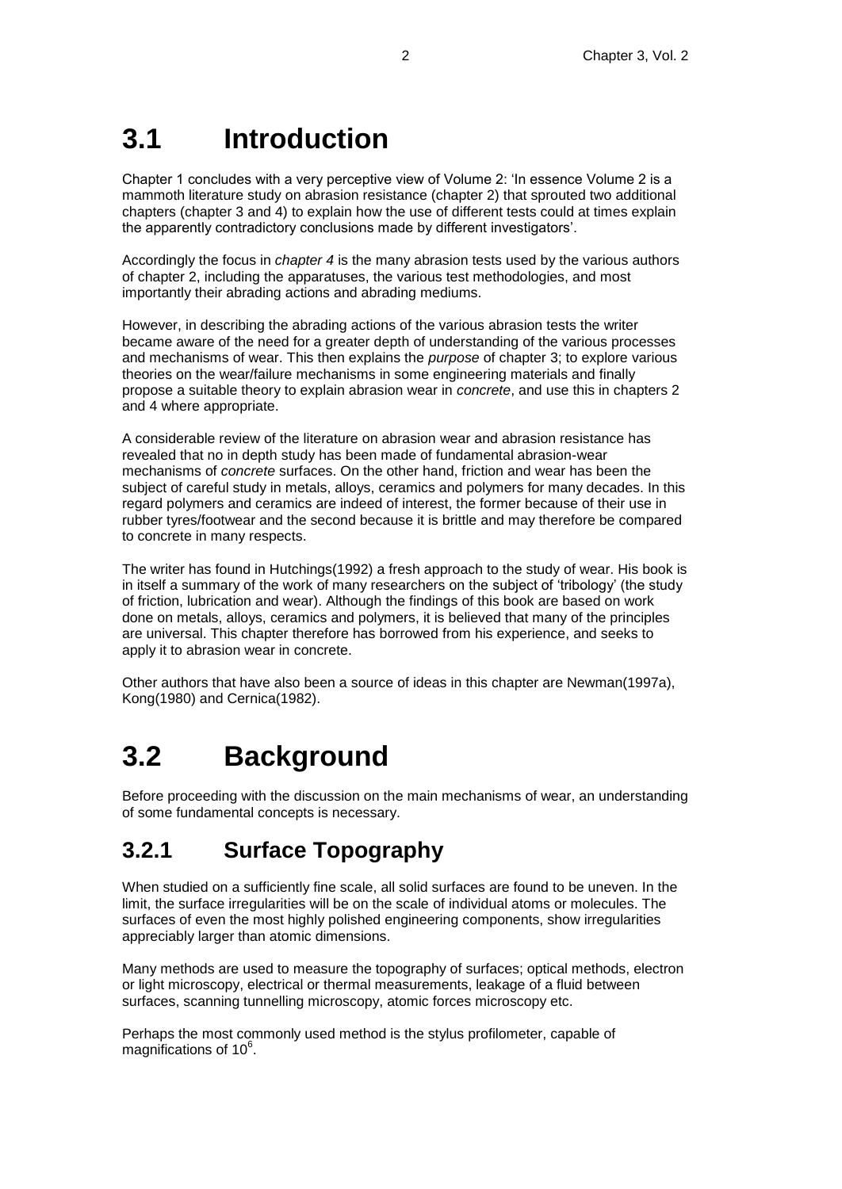# 3.1 Introduction

Chapter 1 concludes with a very perceptive view of Volume 2: 'In essence Volume 2 is a mammoth literature study on abrasion resistance (chapter 2) that sprouted two additional chapters (chapter 3 and 4) to explain how the use of different tests could at times explain the apparently contradictory conclusions made by different investigators'.

Accordingly the focus in *chapter 4* is the many abrasion tests used by the various authors of chapter 2, including the apparatuses, the various test methodologies, and most importantly their abrading actions and abrading mediums.

However, in describing the abrading actions of the various abrasion tests the writer became aware of the need for a greater depth of understanding of the various processes and mechanisms of wear. This then explains the *purpose* of chapter 3; to explore various theories on the wear/failure mechanisms in some engineering materials and finally propose a suitable theory to explain abrasion wear in *concrete*, and use this in chapters 2 and 4 where appropriate.

A considerable review of the literature on abrasion wear and abrasion resistance has revealed that no in depth study has been made of fundamental abrasion-wear mechanisms of *concrete* surfaces. On the other hand, friction and wear has been the subject of careful study in metals, alloys, ceramics and polymers for many decades. In this regard polymers and ceramics are indeed of interest, the former because of their use in rubber tyres/footwear and the second because it is brittle and may therefore be compared to concrete in many respects.

The writer has found in Hutchings(1992) a fresh approach to the study of wear. His book is in itself a summary of the work of many researchers on the subject of 'tribology' (the study of friction, lubrication and wear). Although the findings of this book are based on work done on metals, alloys, ceramics and polymers, it is believed that many of the principles are universal. This chapter therefore has borrowed from his experience, and seeks to apply it to abrasion wear in concrete.

Other authors that have also been a source of ideas in this chapter are Newman(1997a), Kong(1980) and Cernica(1982).

# 3.2 Background

Before proceeding with the discussion on the main mechanisms of wear, an understanding of some fundamental concepts is necessary.

## 3.2.1 Surface Topography

When studied on a sufficiently fine scale, all solid surfaces are found to be uneven. In the limit, the surface irregularities will be on the scale of individual atoms or molecules. The surfaces of even the most highly polished engineering components, show irregularities appreciably larger than atomic dimensions.

Many methods are used to measure the topography of surfaces; optical methods, electron or light microscopy, electrical or thermal measurements, leakage of a fluid between surfaces, scanning tunnelling microscopy, atomic forces microscopy etc.

Perhaps the most commonly used method is the stylus profilometer, capable of magnifications of $10^6$.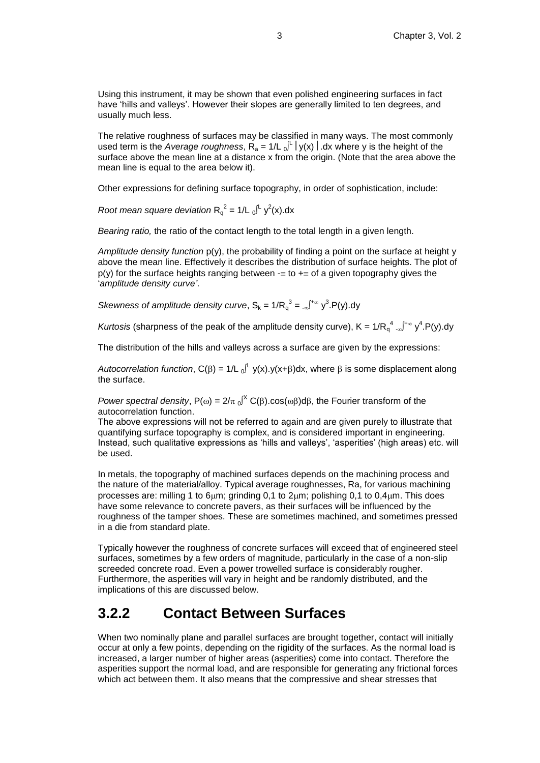Using this instrument, it may be shown that even polished engineering surfaces in fact have 'hills and valleys'. However their slopes are generally limited to ten degrees, and usually much less.

The relative roughness of surfaces may be classified in many ways. The most commonly used term is the *Average roughness*, $R_a = 1/L \int_0^L |y(x)|.dx$ where y is the height of the surface above the mean line at a distance x from the origin. (Note that the area above the mean line is equal to the area below it).

Other expressions for defining surface topography, in order of sophistication, include:

*Root mean square deviation* $R_q^2 = 1/L \int_0^L y^2(x).dx$

*Bearing ratio,* the ratio of the contact length to the total length in a given length.

*Amplitude density function* p(y), the probability of finding a point on the surface at height y above the mean line. Effectively it describes the distribution of surface heights. The plot of p(y) for the surface heights ranging between $-\infty$ to $+\infty$ of a given topography gives the '*amplitude density curve'*.

*Skewness of amplitude density curve*, $S_k = 1/R_q^3 = \int_{-\infty}^{+\infty} y^3.P(y).dy$

*Kurtosis* (sharpness of the peak of the amplitude density curve), $K = 1/R_q^4 \int_{-\infty}^{+\infty} y^4.P(y).dy$

The distribution of the hills and valleys across a surface are given by the expressions:

*Autocorrelation function*, $C(\beta) = 1/L \int_0^L y(x).y(x+\beta)dx$, where $\beta$ is some displacement along the surface.

*Power spectral density*, $P(\omega) = 2/\pi \int_0^X C(\beta).\cos(\omega\beta)d\beta$, the Fourier transform of the autocorrelation function.

The above expressions will not be referred to again and are given purely to illustrate that quantifying surface topography is complex, and is considered important in engineering. Instead, such qualitative expressions as 'hills and valleys', 'asperities' (high areas) etc. will be used.

In metals, the topography of machined surfaces depends on the machining process and the nature of the material/alloy. Typical average roughnesses, Ra, for various machining processes are: milling 1 to 6$\mu$m; grinding 0,1 to 2$\mu$m; polishing 0,1 to 0,4$\mu$m. This does have some relevance to concrete pavers, as their surfaces will be influenced by the roughness of the tamper shoes. These are sometimes machined, and sometimes pressed in a die from standard plate.

Typically however the roughness of concrete surfaces will exceed that of engineered steel surfaces, sometimes by a few orders of magnitude, particularly in the case of a non-slip screeded concrete road. Even a power trowelled surface is considerably rougher. Furthermore, the asperities will vary in height and be randomly distributed, and the implications of this are discussed below.

## 3.2.2 Contact Between Surfaces

When two nominally plane and parallel surfaces are brought together, contact will initially occur at only a few points, depending on the rigidity of the surfaces. As the normal load is increased, a larger number of higher areas (asperities) come into contact. Therefore the asperities support the normal load, and are responsible for generating any frictional forces which act between them. It also means that the compressive and shear stresses that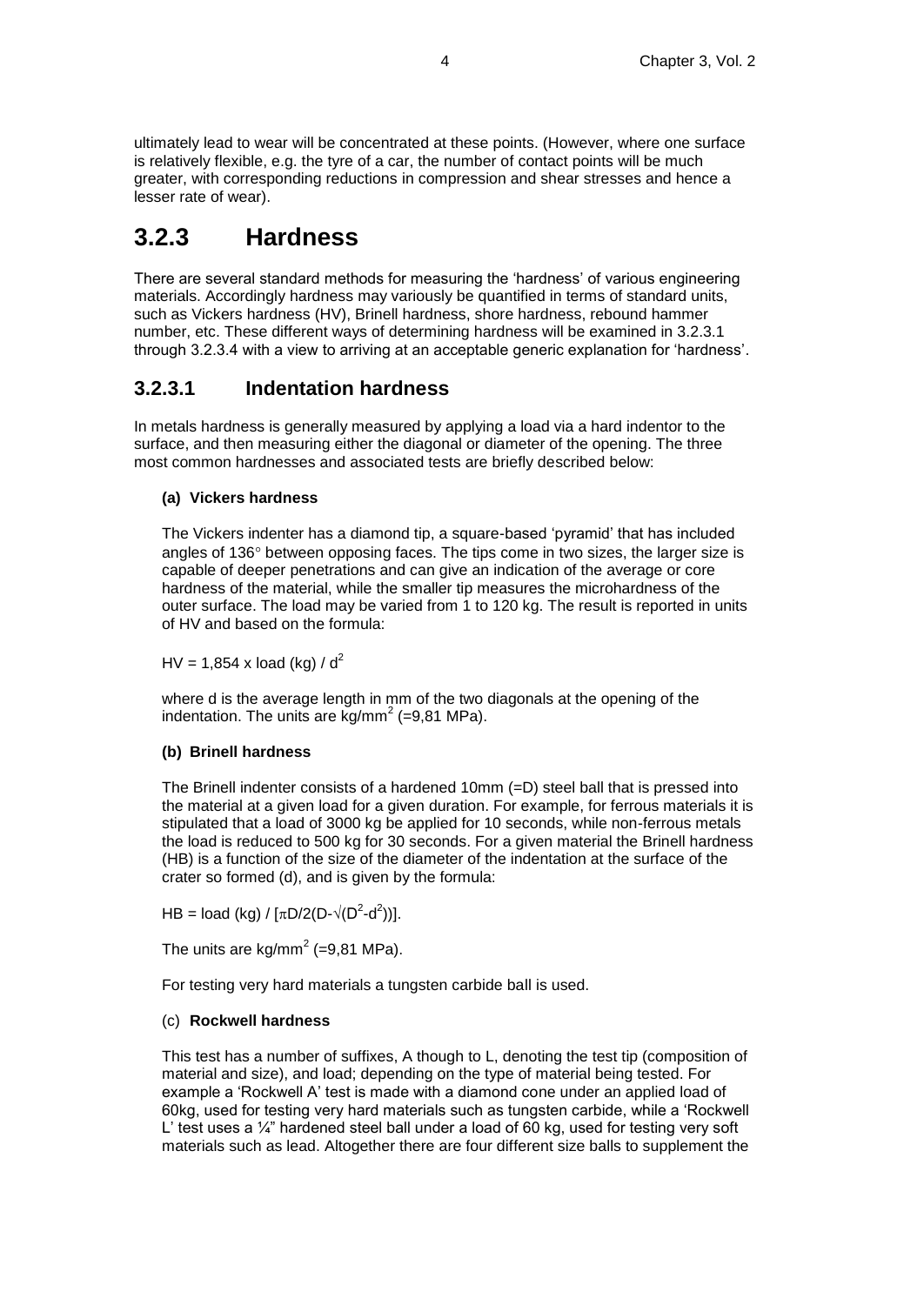ultimately lead to wear will be concentrated at these points. (However, where one surface is relatively flexible, e.g. the tyre of a car, the number of contact points will be much greater, with corresponding reductions in compression and shear stresses and hence a lesser rate of wear).

## 3.2.3 Hardness

There are several standard methods for measuring the 'hardness' of various engineering materials. Accordingly hardness may variously be quantified in terms of standard units, such as Vickers hardness (HV), Brinell hardness, shore hardness, rebound hammer number, etc. These different ways of determining hardness will be examined in 3.2.3.1 through 3.2.3.4 with a view to arriving at an acceptable generic explanation for 'hardness'.

### 3.2.3.1 Indentation hardness

In metals hardness is generally measured by applying a load via a hard indentor to the surface, and then measuring either the diagonal or diameter of the opening. The three most common hardnesses and associated tests are briefly described below:

**(a) Vickers hardness**

The Vickers indenter has a diamond tip, a square-based 'pyramid' that has included angles of 136° between opposing faces. The tips come in two sizes, the larger size is capable of deeper penetrations and can give an indication of the average or core hardness of the material, while the smaller tip measures the microhardness of the outer surface. The load may be varied from 1 to 120 kg. The result is reported in units of HV and based on the formula:

$HV = 1{,}854 \times \text{load (kg)} / d^2$

where d is the average length in mm of the two diagonals at the opening of the indentation. The units are $kg/mm^2$ (=9,81 MPa).

**(b) Brinell hardness**

The Brinell indenter consists of a hardened 10mm (=D) steel ball that is pressed into the material at a given load for a given duration. For example, for ferrous materials it is stipulated that a load of 3000 kg be applied for 10 seconds, while non-ferrous metals the load is reduced to 500 kg for 30 seconds. For a given material the Brinell hardness (HB) is a function of the size of the diameter of the indentation at the surface of the crater so formed (d), and is given by the formula:

$HB = \text{load (kg)} / [\pi D/2(D-\sqrt{(D^2-d^2)})]$.

The units are $kg/mm^2$ (=9,81 MPa).

For testing very hard materials a tungsten carbide ball is used.

(c) **Rockwell hardness**

This test has a number of suffixes, A though to L, denoting the test tip (composition of material and size), and load; depending on the type of material being tested. For example a 'Rockwell A' test is made with a diamond cone under an applied load of 60kg, used for testing very hard materials such as tungsten carbide, while a 'Rockwell L' test uses a ¼" hardened steel ball under a load of 60 kg, used for testing very soft materials such as lead. Altogether there are four different size balls to supplement the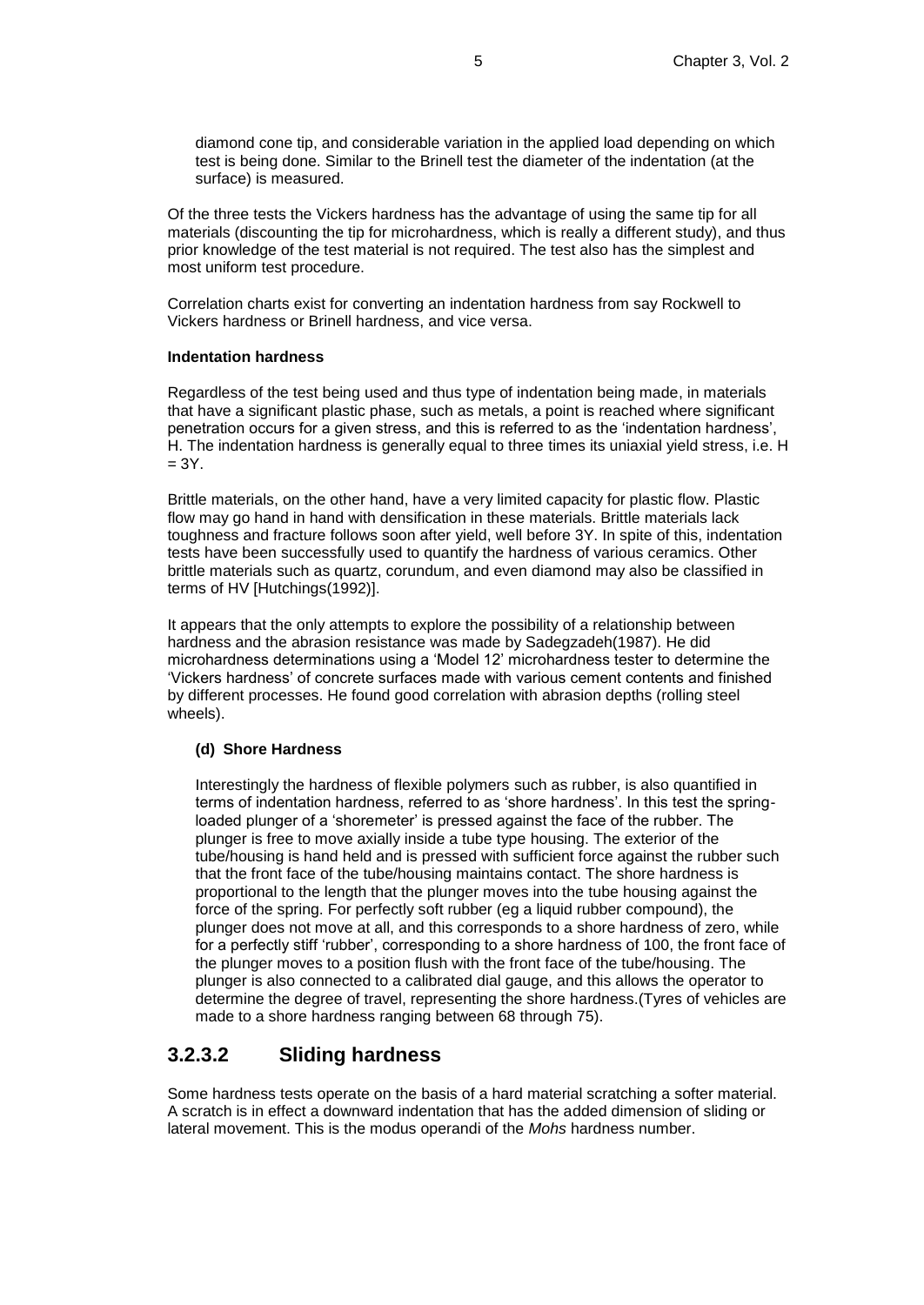diamond cone tip, and considerable variation in the applied load depending on which test is being done. Similar to the Brinell test the diameter of the indentation (at the surface) is measured.

Of the three tests the Vickers hardness has the advantage of using the same tip for all materials (discounting the tip for microhardness, which is really a different study), and thus prior knowledge of the test material is not required. The test also has the simplest and most uniform test procedure.

Correlation charts exist for converting an indentation hardness from say Rockwell to Vickers hardness or Brinell hardness, and vice versa.

**Indentation hardness**

Regardless of the test being used and thus type of indentation being made, in materials that have a significant plastic phase, such as metals, a point is reached where significant penetration occurs for a given stress, and this is referred to as the 'indentation hardness', H. The indentation hardness is generally equal to three times its uniaxial yield stress, i.e. $H = 3Y$.

Brittle materials, on the other hand, have a very limited capacity for plastic flow. Plastic flow may go hand in hand with densification in these materials. Brittle materials lack toughness and fracture follows soon after yield, well before 3Y. In spite of this, indentation tests have been successfully used to quantify the hardness of various ceramics. Other brittle materials such as quartz, corundum, and even diamond may also be classified in terms of HV [Hutchings(1992)].

It appears that the only attempts to explore the possibility of a relationship between hardness and the abrasion resistance was made by Sadegzadeh(1987). He did microhardness determinations using a 'Model 12' microhardness tester to determine the 'Vickers hardness' of concrete surfaces made with various cement contents and finished by different processes. He found good correlation with abrasion depths (rolling steel wheels).

**(d) Shore Hardness**

Interestingly the hardness of flexible polymers such as rubber, is also quantified in terms of indentation hardness, referred to as 'shore hardness'. In this test the spring-loaded plunger of a 'shoremeter' is pressed against the face of the rubber. The plunger is free to move axially inside a tube type housing. The exterior of the tube/housing is hand held and is pressed with sufficient force against the rubber such that the front face of the tube/housing maintains contact. The shore hardness is proportional to the length that the plunger moves into the tube housing against the force of the spring. For perfectly soft rubber (eg a liquid rubber compound), the plunger does not move at all, and this corresponds to a shore hardness of zero, while for a perfectly stiff 'rubber', corresponding to a shore hardness of 100, the front face of the plunger moves to a position flush with the front face of the tube/housing. The plunger is also connected to a calibrated dial gauge, and this allows the operator to determine the degree of travel, representing the shore hardness.(Tyres of vehicles are made to a shore hardness ranging between 68 through 75).

## 3.2.3.2 Sliding hardness

Some hardness tests operate on the basis of a hard material scratching a softer material. A scratch is in effect a downward indentation that has the added dimension of sliding or lateral movement. This is the modus operandi of the *Mohs* hardness number.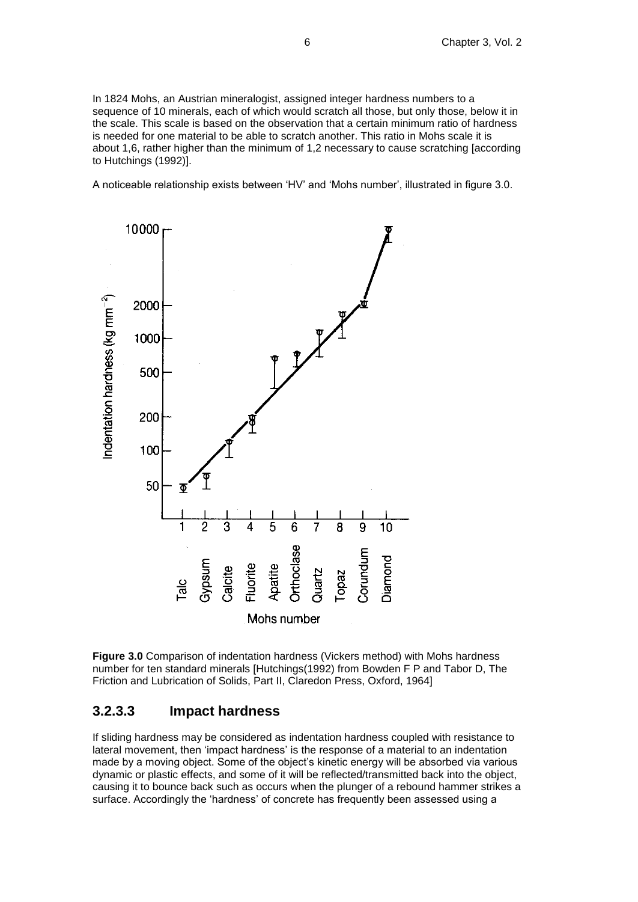In 1824 Mohs, an Austrian mineralogist, assigned integer hardness numbers to a sequence of 10 minerals, each of which would scratch all those, but only those, below it in the scale. This scale is based on the observation that a certain minimum ratio of hardness is needed for one material to be able to scratch another. This ratio in Mohs scale it is about 1,6, rather higher than the minimum of 1,2 necessary to cause scratching [according to Hutchings (1992)].

A noticeable relationship exists between 'HV' and 'Mohs number', illustrated in figure 3.0.

**Figure 3.0** Comparison of indentation hardness (Vickers method) with Mohs hardness number for ten standard minerals [Hutchings(1992) from Bowden F P and Tabor D, The Friction and Lubrication of Solids, Part II, Claredon Press, Oxford, 1964]

### 3.2.3.3 Impact hardness

If sliding hardness may be considered as indentation hardness coupled with resistance to lateral movement, then 'impact hardness' is the response of a material to an indentation made by a moving object. Some of the object's kinetic energy will be absorbed via various dynamic or plastic effects, and some of it will be reflected/transmitted back into the object, causing it to bounce back such as occurs when the plunger of a rebound hammer strikes a surface. Accordingly the 'hardness' of concrete has frequently been assessed using a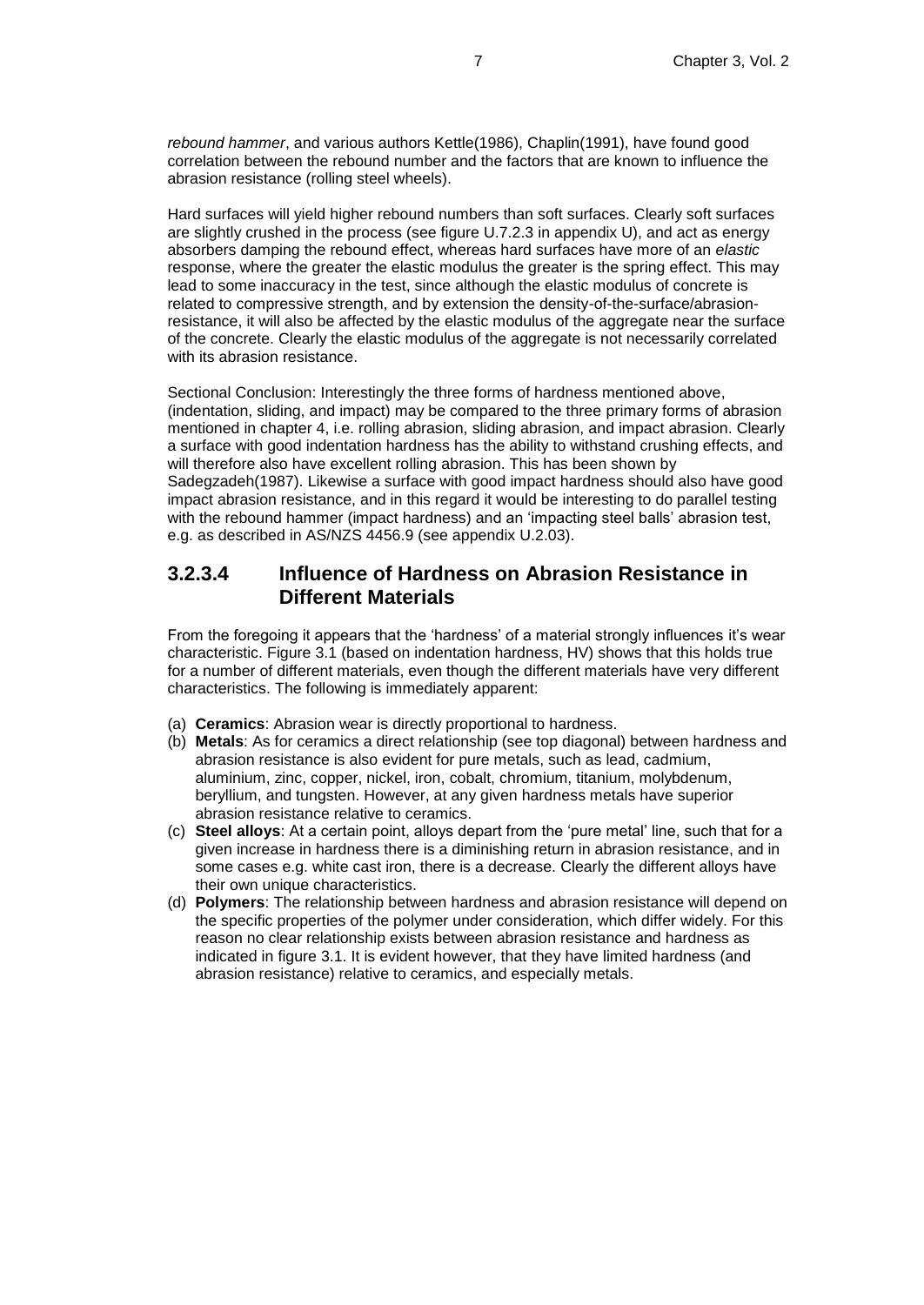*rebound hammer*, and various authors Kettle(1986), Chaplin(1991), have found good correlation between the rebound number and the factors that are known to influence the abrasion resistance (rolling steel wheels).

Hard surfaces will yield higher rebound numbers than soft surfaces. Clearly soft surfaces are slightly crushed in the process (see figure U.7.2.3 in appendix U), and act as energy absorbers damping the rebound effect, whereas hard surfaces have more of an *elastic* response, where the greater the elastic modulus the greater is the spring effect. This may lead to some inaccuracy in the test, since although the elastic modulus of concrete is related to compressive strength, and by extension the density-of-the-surface/abrasion-resistance, it will also be affected by the elastic modulus of the aggregate near the surface of the concrete. Clearly the elastic modulus of the aggregate is not necessarily correlated with its abrasion resistance.

Sectional Conclusion: Interestingly the three forms of hardness mentioned above, (indentation, sliding, and impact) may be compared to the three primary forms of abrasion mentioned in chapter 4, i.e. rolling abrasion, sliding abrasion, and impact abrasion. Clearly a surface with good indentation hardness has the ability to withstand crushing effects, and will therefore also have excellent rolling abrasion. This has been shown by Sadegzadeh(1987). Likewise a surface with good impact hardness should also have good impact abrasion resistance, and in this regard it would be interesting to do parallel testing with the rebound hammer (impact hardness) and an 'impacting steel balls' abrasion test, e.g. as described in AS/NZS 4456.9 (see appendix U.2.03).

### 3.2.3.4 Influence of Hardness on Abrasion Resistance in Different Materials

From the foregoing it appears that the 'hardness' of a material strongly influences it's wear characteristic. Figure 3.1 (based on indentation hardness, HV) shows that this holds true for a number of different materials, even though the different materials have very different characteristics. The following is immediately apparent:

(a) **Ceramics**: Abrasion wear is directly proportional to hardness.
(b) **Metals**: As for ceramics a direct relationship (see top diagonal) between hardness and abrasion resistance is also evident for pure metals, such as lead, cadmium, aluminium, zinc, copper, nickel, iron, cobalt, chromium, titanium, molybdenum, beryllium, and tungsten. However, at any given hardness metals have superior abrasion resistance relative to ceramics.
(c) **Steel alloys**: At a certain point, alloys depart from the 'pure metal' line, such that for a given increase in hardness there is a diminishing return in abrasion resistance, and in some cases e.g. white cast iron, there is a decrease. Clearly the different alloys have their own unique characteristics.
(d) **Polymers**: The relationship between hardness and abrasion resistance will depend on the specific properties of the polymer under consideration, which differ widely. For this reason no clear relationship exists between abrasion resistance and hardness as indicated in figure 3.1. It is evident however, that they have limited hardness (and abrasion resistance) relative to ceramics, and especially metals.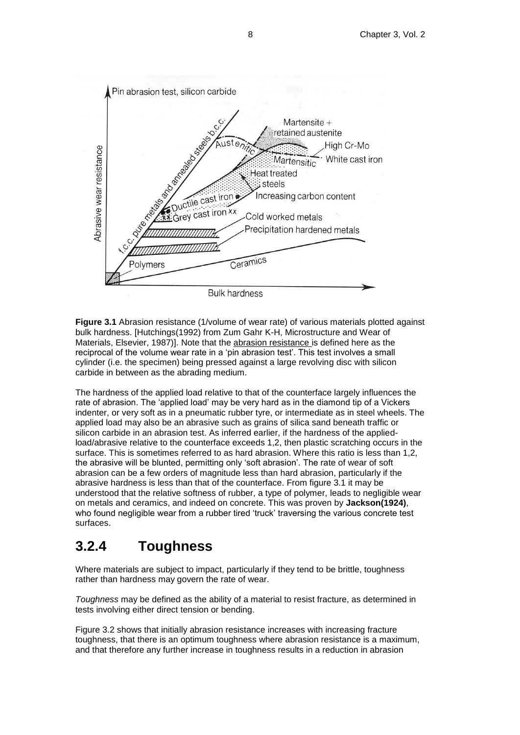**Figure 3.1** Abrasion resistance (1/volume of wear rate) of various materials plotted against bulk hardness. [Hutchings(1992) from Zum Gahr K-H, Microstructure and Wear of Materials, Elsevier, 1987)]. Note that the abrasion resistance is defined here as the reciprocal of the volume wear rate in a 'pin abrasion test'. This test involves a small cylinder (i.e. the specimen) being pressed against a large revolving disc with silicon carbide in between as the abrading medium.

The hardness of the applied load relative to that of the counterface largely influences the rate of abrasion. The 'applied load' may be very hard as in the diamond tip of a Vickers indenter, or very soft as in a pneumatic rubber tyre, or intermediate as in steel wheels. The applied load may also be an abrasive such as grains of silica sand beneath traffic or silicon carbide in an abrasion test. As inferred earlier, if the hardness of the applied-load/abrasive relative to the counterface exceeds 1,2, then plastic scratching occurs in the surface. This is sometimes referred to as hard abrasion. Where this ratio is less than 1,2, the abrasive will be blunted, permitting only 'soft abrasion'. The rate of wear of soft abrasion can be a few orders of magnitude less than hard abrasion, particularly if the abrasive hardness is less than that of the counterface. From figure 3.1 it may be understood that the relative softness of rubber, a type of polymer, leads to negligible wear on metals and ceramics, and indeed on concrete. This was proven by **Jackson(1924)**, who found negligible wear from a rubber tired 'truck' traversing the various concrete test surfaces.

## 3.2.4 Toughness

Where materials are subject to impact, particularly if they tend to be brittle, toughness rather than hardness may govern the rate of wear.

*Toughness* may be defined as the ability of a material to resist fracture, as determined in tests involving either direct tension or bending.

Figure 3.2 shows that initially abrasion resistance increases with increasing fracture toughness, that there is an optimum toughness where abrasion resistance is a maximum, and that therefore any further increase in toughness results in a reduction in abrasion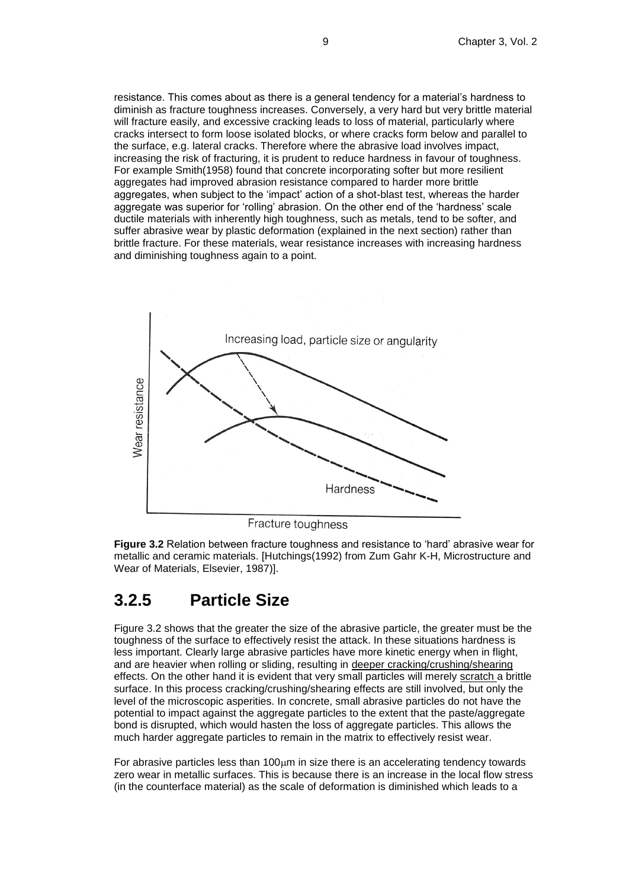resistance. This comes about as there is a general tendency for a material's hardness to diminish as fracture toughness increases. Conversely, a very hard but very brittle material will fracture easily, and excessive cracking leads to loss of material, particularly where cracks intersect to form loose isolated blocks, or where cracks form below and parallel to the surface, e.g. lateral cracks. Therefore where the abrasive load involves impact, increasing the risk of fracturing, it is prudent to reduce hardness in favour of toughness. For example Smith(1958) found that concrete incorporating softer but more resilient aggregates had improved abrasion resistance compared to harder more brittle aggregates, when subject to the 'impact' action of a shot-blast test, whereas the harder aggregate was superior for 'rolling' abrasion. On the other end of the 'hardness' scale ductile materials with inherently high toughness, such as metals, tend to be softer, and suffer abrasive wear by plastic deformation (explained in the next section) rather than brittle fracture. For these materials, wear resistance increases with increasing hardness and diminishing toughness again to a point.

**Figure 3.2** Relation between fracture toughness and resistance to 'hard' abrasive wear for metallic and ceramic materials. [Hutchings(1992) from Zum Gahr K-H, Microstructure and Wear of Materials, Elsevier, 1987)].

## 3.2.5 Particle Size

Figure 3.2 shows that the greater the size of the abrasive particle, the greater must be the toughness of the surface to effectively resist the attack. In these situations hardness is less important. Clearly large abrasive particles have more kinetic energy when in flight, and are heavier when rolling or sliding, resulting in deeper cracking/crushing/shearing effects. On the other hand it is evident that very small particles will merely scratch a brittle surface. In this process cracking/crushing/shearing effects are still involved, but only the level of the microscopic asperities. In concrete, small abrasive particles do not have the potential to impact against the aggregate particles to the extent that the paste/aggregate bond is disrupted, which would hasten the loss of aggregate particles. This allows the much harder aggregate particles to remain in the matrix to effectively resist wear.

For abrasive particles less than 100μm in size there is an accelerating tendency towards zero wear in metallic surfaces. This is because there is an increase in the local flow stress (in the counterface material) as the scale of deformation is diminished which leads to a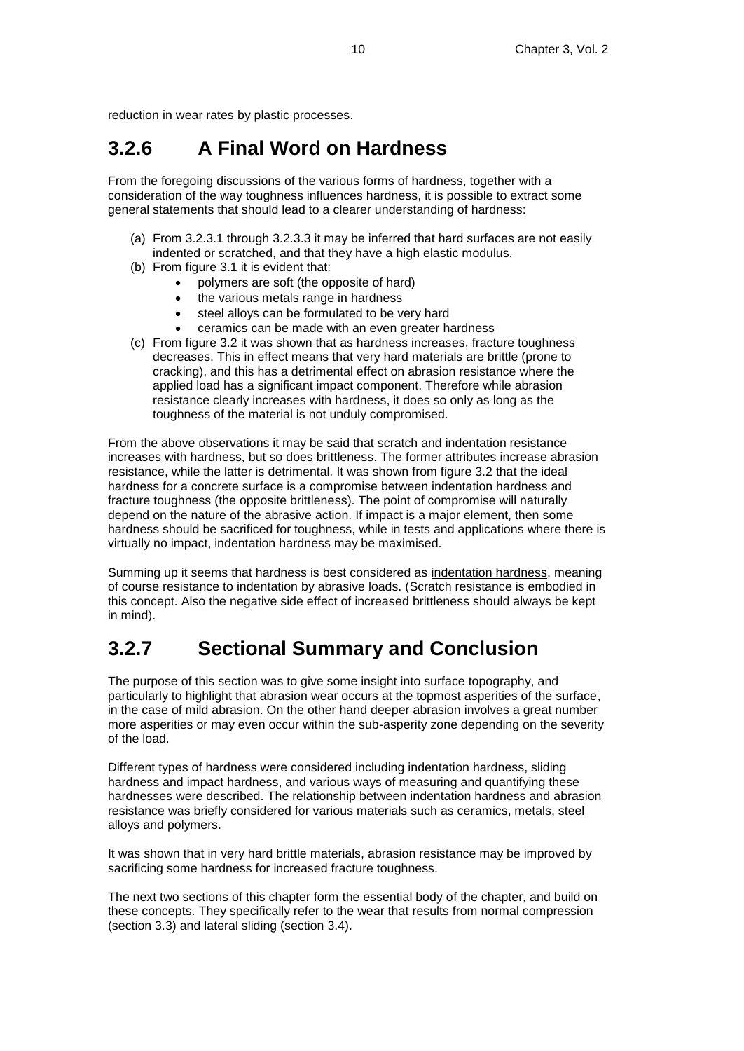reduction in wear rates by plastic processes.

## 3.2.6 A Final Word on Hardness

From the foregoing discussions of the various forms of hardness, together with a consideration of the way toughness influences hardness, it is possible to extract some general statements that should lead to a clearer understanding of hardness:

(a) From 3.2.3.1 through 3.2.3.3 it may be inferred that hard surfaces are not easily indented or scratched, and that they have a high elastic modulus.

(b) From figure 3.1 it is evident that:
- polymers are soft (the opposite of hard)
- the various metals range in hardness
- steel alloys can be formulated to be very hard
- ceramics can be made with an even greater hardness

(c) From figure 3.2 it was shown that as hardness increases, fracture toughness decreases. This in effect means that very hard materials are brittle (prone to cracking), and this has a detrimental effect on abrasion resistance where the applied load has a significant impact component. Therefore while abrasion resistance clearly increases with hardness, it does so only as long as the toughness of the material is not unduly compromised.

From the above observations it may be said that scratch and indentation resistance increases with hardness, but so does brittleness. The former attributes increase abrasion resistance, while the latter is detrimental. It was shown from figure 3.2 that the ideal hardness for a concrete surface is a compromise between indentation hardness and fracture toughness (the opposite brittleness). The point of compromise will naturally depend on the nature of the abrasive action. If impact is a major element, then some hardness should be sacrificed for toughness, while in tests and applications where there is virtually no impact, indentation hardness may be maximised.

Summing up it seems that hardness is best considered as indentation hardness, meaning of course resistance to indentation by abrasive loads. (Scratch resistance is embodied in this concept. Also the negative side effect of increased brittleness should always be kept in mind).

## 3.2.7 Sectional Summary and Conclusion

The purpose of this section was to give some insight into surface topography, and particularly to highlight that abrasion wear occurs at the topmost asperities of the surface, in the case of mild abrasion. On the other hand deeper abrasion involves a great number more asperities or may even occur within the sub-asperity zone depending on the severity of the load.

Different types of hardness were considered including indentation hardness, sliding hardness and impact hardness, and various ways of measuring and quantifying these hardnesses were described. The relationship between indentation hardness and abrasion resistance was briefly considered for various materials such as ceramics, metals, steel alloys and polymers.

It was shown that in very hard brittle materials, abrasion resistance may be improved by sacrificing some hardness for increased fracture toughness.

The next two sections of this chapter form the essential body of the chapter, and build on these concepts. They specifically refer to the wear that results from normal compression (section 3.3) and lateral sliding (section 3.4).